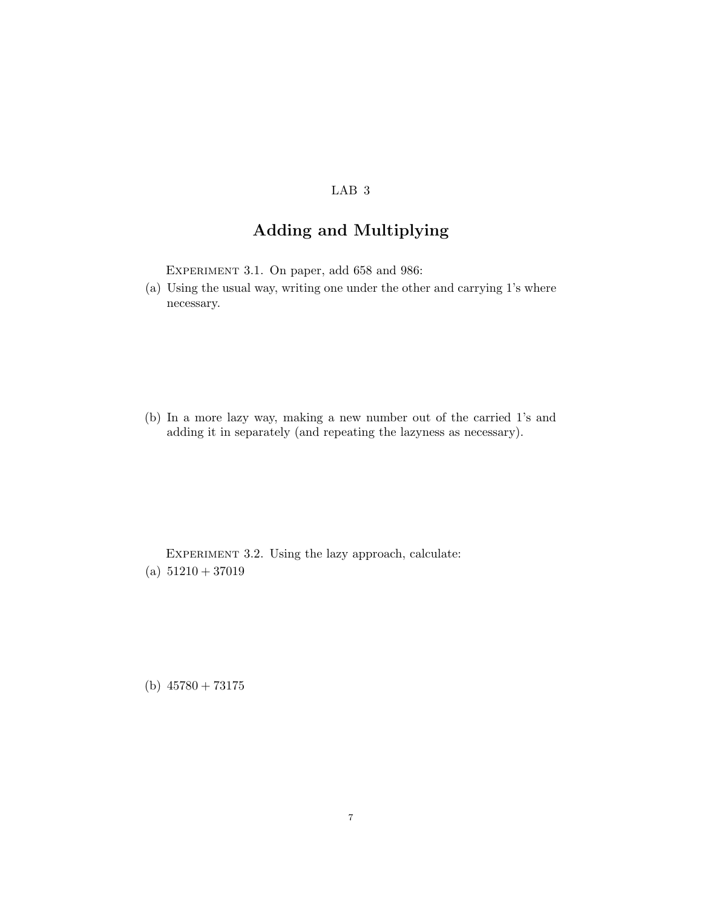LAB 3

# Adding and Multiplying

Experiment 3.1. On paper, add 658 and 986:

(a) Using the usual way, writing one under the other and carrying 1's where necessary.

(b) In a more lazy way, making a new number out of the carried 1's and adding it in separately (and repeating the lazyness as necessary).

Experiment 3.2. Using the lazy approach, calculate:

(a) $51210 + 37019$

(b) $45780 + 73175$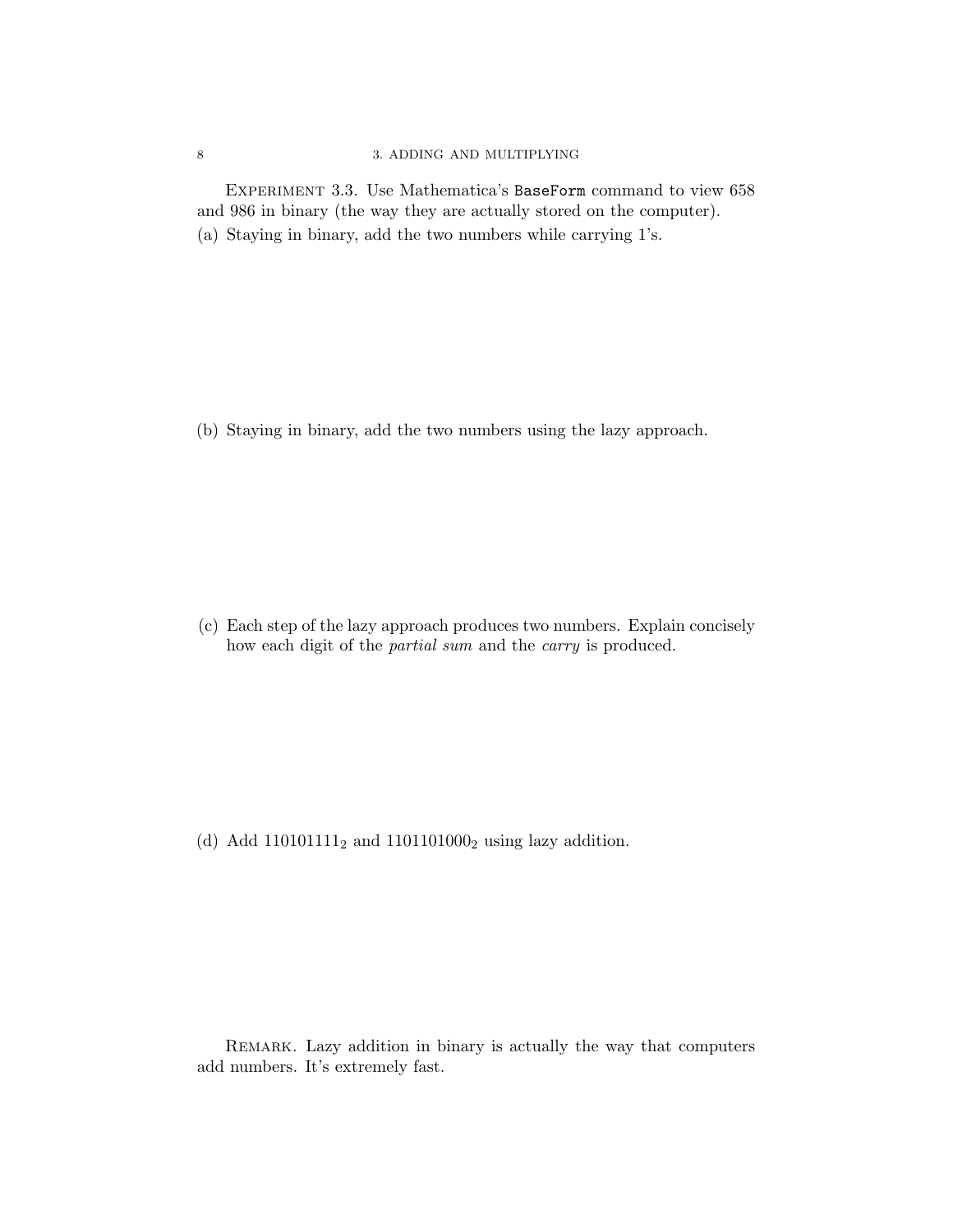Experiment 3.3. Use Mathematica's `BaseForm` command to view 658 and 986 in binary (the way they are actually stored on the computer).

(a) Staying in binary, add the two numbers while carrying 1's.

(b) Staying in binary, add the two numbers using the lazy approach.

(c) Each step of the lazy approach produces two numbers. Explain concisely how each digit of the *partial sum* and the *carry* is produced.

(d) Add $110101111_2$ and $1101101000_2$ using lazy addition.

Remark. Lazy addition in binary is actually the way that computers add numbers. It's extremely fast.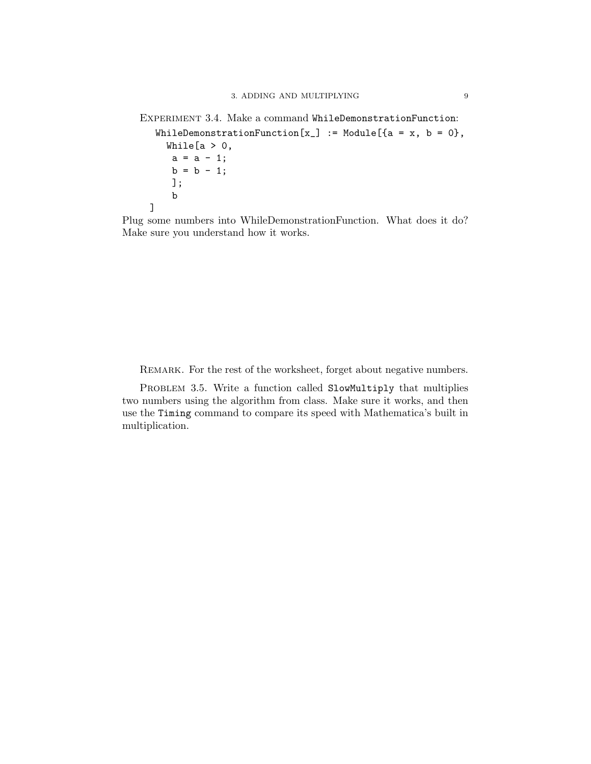Experiment 3.4. Make a command `WhileDemonstrationFunction`:

```
WhileDemonstrationFunction[x_] := Module[{a = x, b = 0},
  While[a > 0,
   a = a - 1;
   b = b - 1;
   ];
   b
]
```

Plug some numbers into WhileDemonstrationFunction. What does it do? Make sure you understand how it works.

Remark. For the rest of the worksheet, forget about negative numbers.

Problem 3.5. Write a function called `SlowMultiply` that multiplies two numbers using the algorithm from class. Make sure it works, and then use the `Timing` command to compare its speed with Mathematica's built in multiplication.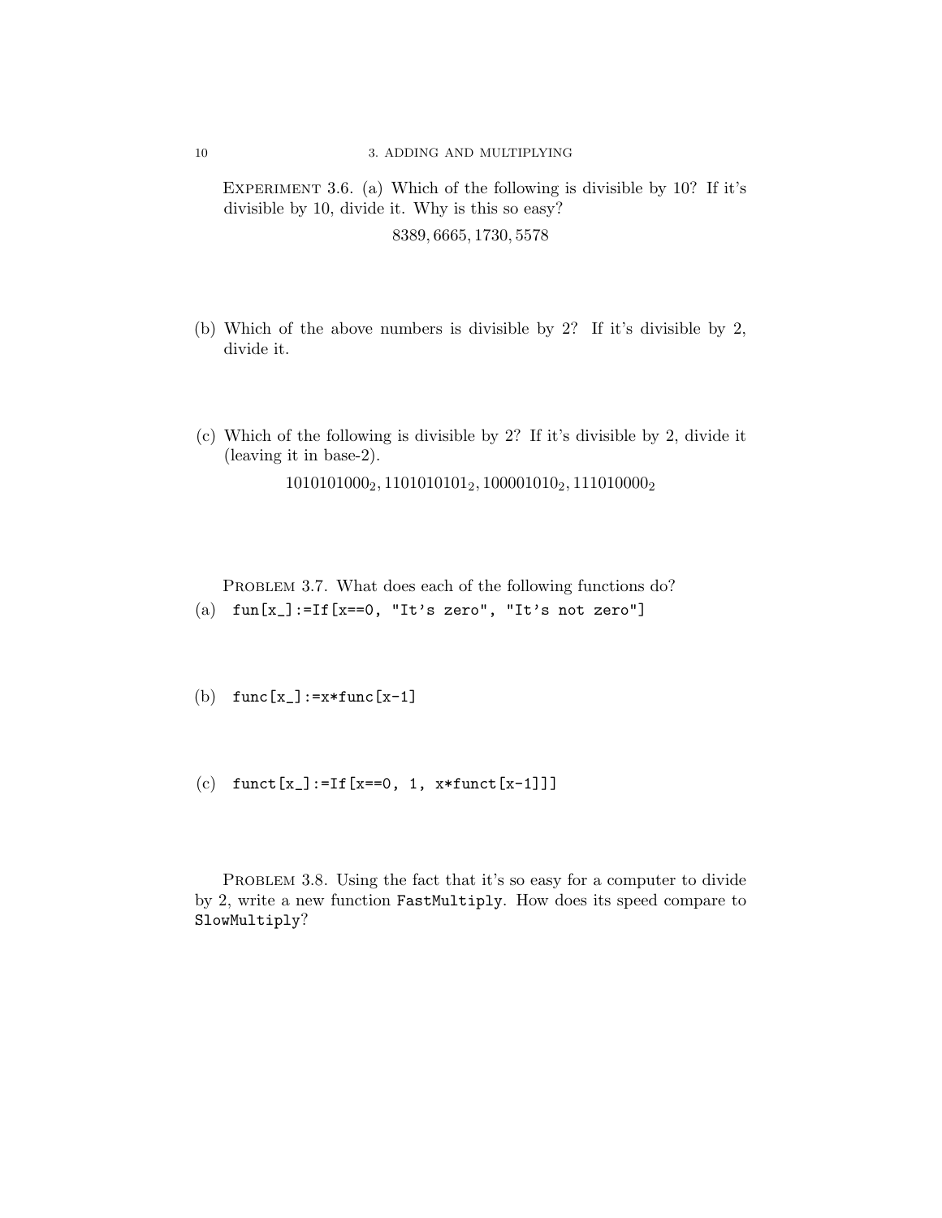Experiment 3.6. (a) Which of the following is divisible by 10? If it's divisible by 10, divide it. Why is this so easy?

$$8389, 6665, 1730, 5578$$

(b) Which of the above numbers is divisible by 2? If it's divisible by 2, divide it.

(c) Which of the following is divisible by 2? If it's divisible by 2, divide it (leaving it in base-2).

$$1010101000_2, 1101010101_2, 100001010_2, 111010000_2$$

Problem 3.7. What does each of the following functions do?

(a) `fun[x_]:=If[x==0, "It's zero", "It's not zero"]`

(b) `func[x_]:=x*func[x-1]`

(c) `funct[x_]:=If[x==0, 1, x*funct[x-1]]`

Problem 3.8. Using the fact that it's so easy for a computer to divide by 2, write a new function `FastMultiply`. How does its speed compare to `SlowMultiply`?